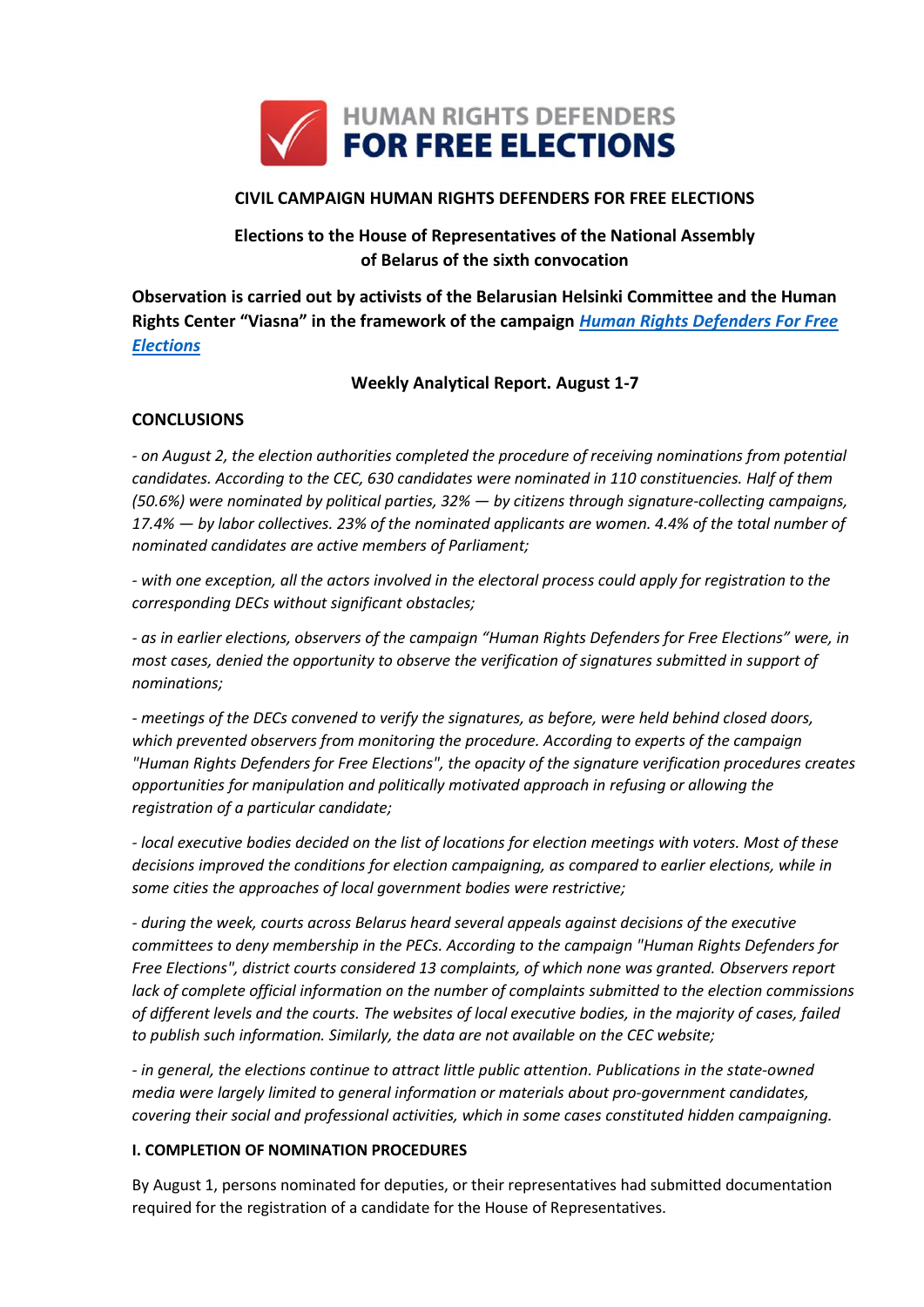**HUMAN RIGHTS DEFENDERS FOR FREE ELECTIONS**

**CIVIL CAMPAIGN HUMAN RIGHTS DEFENDERS FOR FREE ELECTIONS**

**Elections to the House of Representatives of the National Assembly of Belarus of the sixth convocation**

**Observation is carried out by activists of the Belarusian Helsinki Committee and the Human Rights Center "Viasna" in the framework of the campaign *Human Rights Defenders For Free Elections***

**Weekly Analytical Report. August 1-7**

**CONCLUSIONS**

*- on August 2, the election authorities completed the procedure of receiving nominations from potential candidates. According to the CEC, 630 candidates were nominated in 110 constituencies. Half of them (50.6%) were nominated by political parties, 32% — by citizens through signature-collecting campaigns, 17.4% — by labor collectives. 23% of the nominated applicants are women. 4.4% of the total number of nominated candidates are active members of Parliament;*

*- with one exception, all the actors involved in the electoral process could apply for registration to the corresponding DECs without significant obstacles;*

*- as in earlier elections, observers of the campaign "Human Rights Defenders for Free Elections" were, in most cases, denied the opportunity to observe the verification of signatures submitted in support of nominations;*

*- meetings of the DECs convened to verify the signatures, as before, were held behind closed doors, which prevented observers from monitoring the procedure. According to experts of the campaign "Human Rights Defenders for Free Elections", the opacity of the signature verification procedures creates opportunities for manipulation and politically motivated approach in refusing or allowing the registration of a particular candidate;*

*- local executive bodies decided on the list of locations for election meetings with voters. Most of these decisions improved the conditions for election campaigning, as compared to earlier elections, while in some cities the approaches of local government bodies were restrictive;*

*- during the week, courts across Belarus heard several appeals against decisions of the executive committees to deny membership in the PECs. According to the campaign "Human Rights Defenders for Free Elections", district courts considered 13 complaints, of which none was granted. Observers report lack of complete official information on the number of complaints submitted to the election commissions of different levels and the courts. The websites of local executive bodies, in the majority of cases, failed to publish such information. Similarly, the data are not available on the CEC website;*

*- in general, the elections continue to attract little public attention. Publications in the state-owned media were largely limited to general information or materials about pro-government candidates, covering their social and professional activities, which in some cases constituted hidden campaigning.*

**I. COMPLETION OF NOMINATION PROCEDURES**

By August 1, persons nominated for deputies, or their representatives had submitted documentation required for the registration of a candidate for the House of Representatives.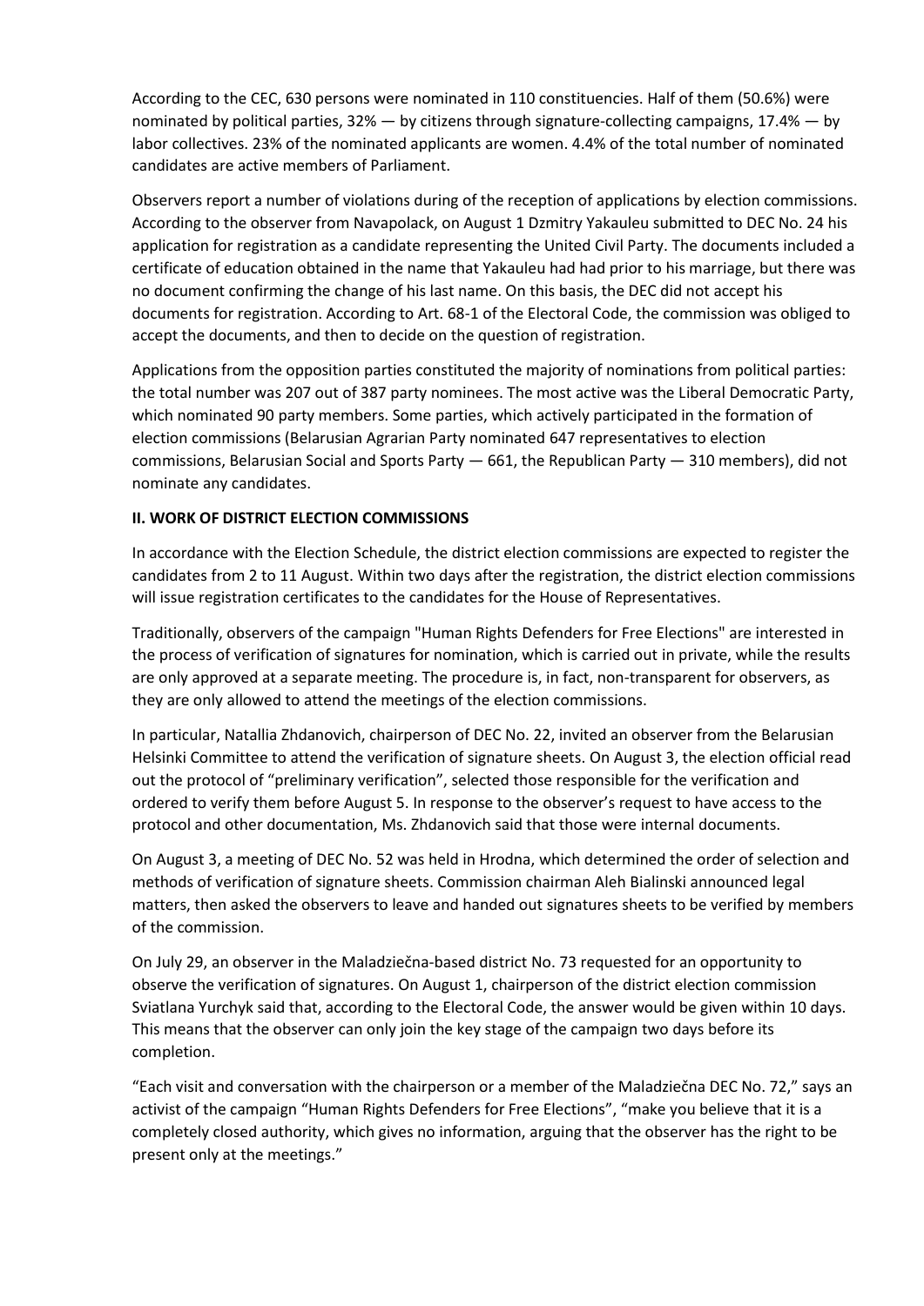According to the CEC, 630 persons were nominated in 110 constituencies. Half of them (50.6%) were nominated by political parties, 32% — by citizens through signature-collecting campaigns, 17.4% — by labor collectives. 23% of the nominated applicants are women. 4.4% of the total number of nominated candidates are active members of Parliament.

Observers report a number of violations during of the reception of applications by election commissions. According to the observer from Navapolack, on August 1 Dzmitry Yakauleu submitted to DEC No. 24 his application for registration as a candidate representing the United Civil Party. The documents included a certificate of education obtained in the name that Yakauleu had had prior to his marriage, but there was no document confirming the change of his last name. On this basis, the DEC did not accept his documents for registration. According to Art. 68-1 of the Electoral Code, the commission was obliged to accept the documents, and then to decide on the question of registration.

Applications from the opposition parties constituted the majority of nominations from political parties: the total number was 207 out of 387 party nominees. The most active was the Liberal Democratic Party, which nominated 90 party members. Some parties, which actively participated in the formation of election commissions (Belarusian Agrarian Party nominated 647 representatives to election commissions, Belarusian Social and Sports Party — 661, the Republican Party — 310 members), did not nominate any candidates.

## II. WORK OF DISTRICT ELECTION COMMISSIONS

In accordance with the Election Schedule, the district election commissions are expected to register the candidates from 2 to 11 August. Within two days after the registration, the district election commissions will issue registration certificates to the candidates for the House of Representatives.

Traditionally, observers of the campaign "Human Rights Defenders for Free Elections" are interested in the process of verification of signatures for nomination, which is carried out in private, while the results are only approved at a separate meeting. The procedure is, in fact, non-transparent for observers, as they are only allowed to attend the meetings of the election commissions.

In particular, Natallia Zhdanovich, chairperson of DEC No. 22, invited an observer from the Belarusian Helsinki Committee to attend the verification of signature sheets. On August 3, the election official read out the protocol of "preliminary verification", selected those responsible for the verification and ordered to verify them before August 5. In response to the observer's request to have access to the protocol and other documentation, Ms. Zhdanovich said that those were internal documents.

On August 3, a meeting of DEC No. 52 was held in Hrodna, which determined the order of selection and methods of verification of signature sheets. Commission chairman Aleh Bialinski announced legal matters, then asked the observers to leave and handed out signatures sheets to be verified by members of the commission.

On July 29, an observer in the Maladziečna-based district No. 73 requested for an opportunity to observe the verification of signatures. On August 1, chairperson of the district election commission Sviatlana Yurchyk said that, according to the Electoral Code, the answer would be given within 10 days. This means that the observer can only join the key stage of the campaign two days before its completion.

"Each visit and conversation with the chairperson or a member of the Maladziečna DEC No. 72," says an activist of the campaign "Human Rights Defenders for Free Elections", "make you believe that it is a completely closed authority, which gives no information, arguing that the observer has the right to be present only at the meetings."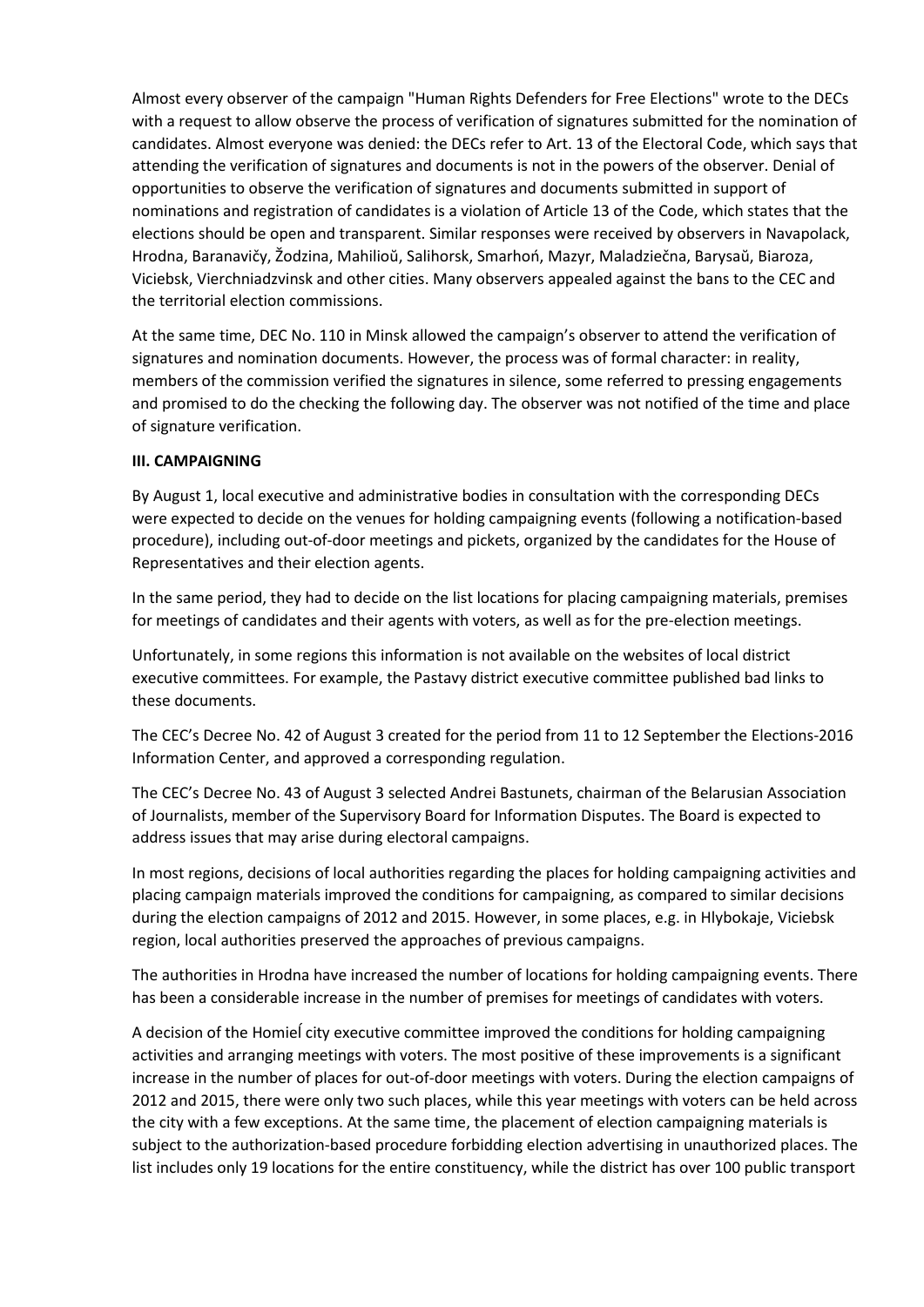Almost every observer of the campaign "Human Rights Defenders for Free Elections" wrote to the DECs with a request to allow observe the process of verification of signatures submitted for the nomination of candidates. Almost everyone was denied: the DECs refer to Art. 13 of the Electoral Code, which says that attending the verification of signatures and documents is not in the powers of the observer. Denial of opportunities to observe the verification of signatures and documents submitted in support of nominations and registration of candidates is a violation of Article 13 of the Code, which states that the elections should be open and transparent. Similar responses were received by observers in Navapolack, Hrodna, Baranavičy, Žodzina, Mahilioŭ, Salihorsk, Smarhoń, Mazyr, Maladziečna, Barysaŭ, Biaroza, Viciebsk, Vierchniadzvinsk and other cities. Many observers appealed against the bans to the CEC and the territorial election commissions.

At the same time, DEC No. 110 in Minsk allowed the campaign's observer to attend the verification of signatures and nomination documents. However, the process was of formal character: in reality, members of the commission verified the signatures in silence, some referred to pressing engagements and promised to do the checking the following day. The observer was not notified of the time and place of signature verification.

**III. CAMPAIGNING**

By August 1, local executive and administrative bodies in consultation with the corresponding DECs were expected to decide on the venues for holding campaigning events (following a notification-based procedure), including out-of-door meetings and pickets, organized by the candidates for the House of Representatives and their election agents.

In the same period, they had to decide on the list locations for placing campaigning materials, premises for meetings of candidates and their agents with voters, as well as for the pre-election meetings.

Unfortunately, in some regions this information is not available on the websites of local district executive committees. For example, the Pastavy district executive committee published bad links to these documents.

The CEC's Decree No. 42 of August 3 created for the period from 11 to 12 September the Elections-2016 Information Center, and approved a corresponding regulation.

The CEC's Decree No. 43 of August 3 selected Andrei Bastunets, chairman of the Belarusian Association of Journalists, member of the Supervisory Board for Information Disputes. The Board is expected to address issues that may arise during electoral campaigns.

In most regions, decisions of local authorities regarding the places for holding campaigning activities and placing campaign materials improved the conditions for campaigning, as compared to similar decisions during the election campaigns of 2012 and 2015. However, in some places, e.g. in Hlybokaje, Viciebsk region, local authorities preserved the approaches of previous campaigns.

The authorities in Hrodna have increased the number of locations for holding campaigning events. There has been a considerable increase in the number of premises for meetings of candidates with voters.

A decision of the Homieĺ city executive committee improved the conditions for holding campaigning activities and arranging meetings with voters. The most positive of these improvements is a significant increase in the number of places for out-of-door meetings with voters. During the election campaigns of 2012 and 2015, there were only two such places, while this year meetings with voters can be held across the city with a few exceptions. At the same time, the placement of election campaigning materials is subject to the authorization-based procedure forbidding election advertising in unauthorized places. The list includes only 19 locations for the entire constituency, while the district has over 100 public transport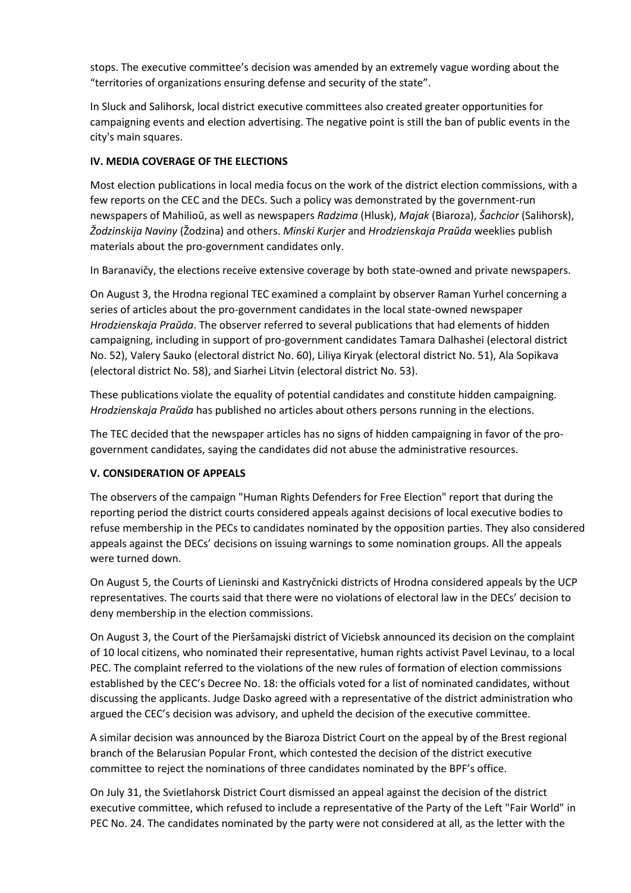stops. The executive committee's decision was amended by an extremely vague wording about the "territories of organizations ensuring defense and security of the state".

In Sluck and Salihorsk, local district executive committees also created greater opportunities for campaigning events and election advertising. The negative point is still the ban of public events in the city's main squares.

## IV. MEDIA COVERAGE OF THE ELECTIONS

Most election publications in local media focus on the work of the district election commissions, with a few reports on the CEC and the DECs. Such a policy was demonstrated by the government-run newspapers of Mahilioŭ, as well as newspapers *Radzima* (Hlusk), *Majak* (Biaroza), *Šachcior* (Salihorsk), *Žodzinskija Naviny* (Žodzina) and others. *Minski Kurjer* and *Hrodzienskaja Praŭda* weeklies publish materials about the pro-government candidates only.

In Baranavičy, the elections receive extensive coverage by both state-owned and private newspapers.

On August 3, the Hrodna regional TEC examined a complaint by observer Raman Yurhel concerning a series of articles about the pro-government candidates in the local state-owned newspaper *Hrodzienskaja Praŭda*. The observer referred to several publications that had elements of hidden campaigning, including in support of pro-government candidates Tamara Dalhashei (electoral district No. 52), Valery Sauko (electoral district No. 60), Liliya Kiryak (electoral district No. 51), Ala Sopikava (electoral district No. 58), and Siarhei Litvin (electoral district No. 53).

These publications violate the equality of potential candidates and constitute hidden campaigning. *Hrodzienskaja Praŭda* has published no articles about others persons running in the elections.

The TEC decided that the newspaper articles has no signs of hidden campaigning in favor of the pro-government candidates, saying the candidates did not abuse the administrative resources.

## V. CONSIDERATION OF APPEALS

The observers of the campaign "Human Rights Defenders for Free Election" report that during the reporting period the district courts considered appeals against decisions of local executive bodies to refuse membership in the PECs to candidates nominated by the opposition parties. They also considered appeals against the DECs' decisions on issuing warnings to some nomination groups. All the appeals were turned down.

On August 5, the Courts of Lieninski and Kastryčnicki districts of Hrodna considered appeals by the UCP representatives. The courts said that there were no violations of electoral law in the DECs' decision to deny membership in the election commissions.

On August 3, the Court of the Pieršamajski district of Viciebsk announced its decision on the complaint of 10 local citizens, who nominated their representative, human rights activist Pavel Levinau, to a local PEC. The complaint referred to the violations of the new rules of formation of election commissions established by the CEC's Decree No. 18: the officials voted for a list of nominated candidates, without discussing the applicants. Judge Dasko agreed with a representative of the district administration who argued the CEC's decision was advisory, and upheld the decision of the executive committee.

A similar decision was announced by the Biaroza District Court on the appeal by of the Brest regional branch of the Belarusian Popular Front, which contested the decision of the district executive committee to reject the nominations of three candidates nominated by the BPF's office.

On July 31, the Svietlahorsk District Court dismissed an appeal against the decision of the district executive committee, which refused to include a representative of the Party of the Left "Fair World" in PEC No. 24. The candidates nominated by the party were not considered at all, as the letter with the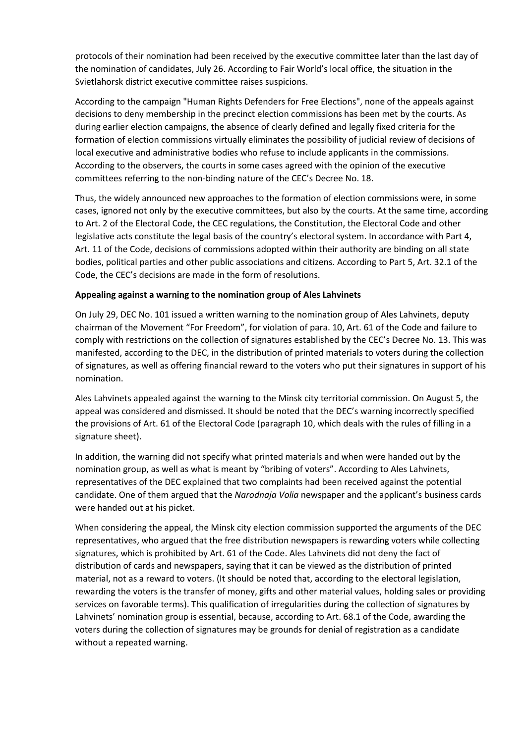protocols of their nomination had been received by the executive committee later than the last day of the nomination of candidates, July 26. According to Fair World's local office, the situation in the Svietlahorsk district executive committee raises suspicions.

According to the campaign "Human Rights Defenders for Free Elections", none of the appeals against decisions to deny membership in the precinct election commissions has been met by the courts. As during earlier election campaigns, the absence of clearly defined and legally fixed criteria for the formation of election commissions virtually eliminates the possibility of judicial review of decisions of local executive and administrative bodies who refuse to include applicants in the commissions. According to the observers, the courts in some cases agreed with the opinion of the executive committees referring to the non-binding nature of the CEC's Decree No. 18.

Thus, the widely announced new approaches to the formation of election commissions were, in some cases, ignored not only by the executive committees, but also by the courts. At the same time, according to Art. 2 of the Electoral Code, the CEC regulations, the Constitution, the Electoral Code and other legislative acts constitute the legal basis of the country's electoral system. In accordance with Part 4, Art. 11 of the Code, decisions of commissions adopted within their authority are binding on all state bodies, political parties and other public associations and citizens. According to Part 5, Art. 32.1 of the Code, the CEC's decisions are made in the form of resolutions.

**Appealing against a warning to the nomination group of Ales Lahvinets**

On July 29, DEC No. 101 issued a written warning to the nomination group of Ales Lahvinets, deputy chairman of the Movement "For Freedom", for violation of para. 10, Art. 61 of the Code and failure to comply with restrictions on the collection of signatures established by the CEC's Decree No. 13. This was manifested, according to the DEC, in the distribution of printed materials to voters during the collection of signatures, as well as offering financial reward to the voters who put their signatures in support of his nomination.

Ales Lahvinets appealed against the warning to the Minsk city territorial commission. On August 5, the appeal was considered and dismissed. It should be noted that the DEC's warning incorrectly specified the provisions of Art. 61 of the Electoral Code (paragraph 10, which deals with the rules of filling in a signature sheet).

In addition, the warning did not specify what printed materials and when were handed out by the nomination group, as well as what is meant by "bribing of voters". According to Ales Lahvinets, representatives of the DEC explained that two complaints had been received against the potential candidate. One of them argued that the *Narodnaja Volia* newspaper and the applicant's business cards were handed out at his picket.

When considering the appeal, the Minsk city election commission supported the arguments of the DEC representatives, who argued that the free distribution newspapers is rewarding voters while collecting signatures, which is prohibited by Art. 61 of the Code. Ales Lahvinets did not deny the fact of distribution of cards and newspapers, saying that it can be viewed as the distribution of printed material, not as a reward to voters. (It should be noted that, according to the electoral legislation, rewarding the voters is the transfer of money, gifts and other material values, holding sales or providing services on favorable terms). This qualification of irregularities during the collection of signatures by Lahvinets' nomination group is essential, because, according to Art. 68.1 of the Code, awarding the voters during the collection of signatures may be grounds for denial of registration as a candidate without a repeated warning.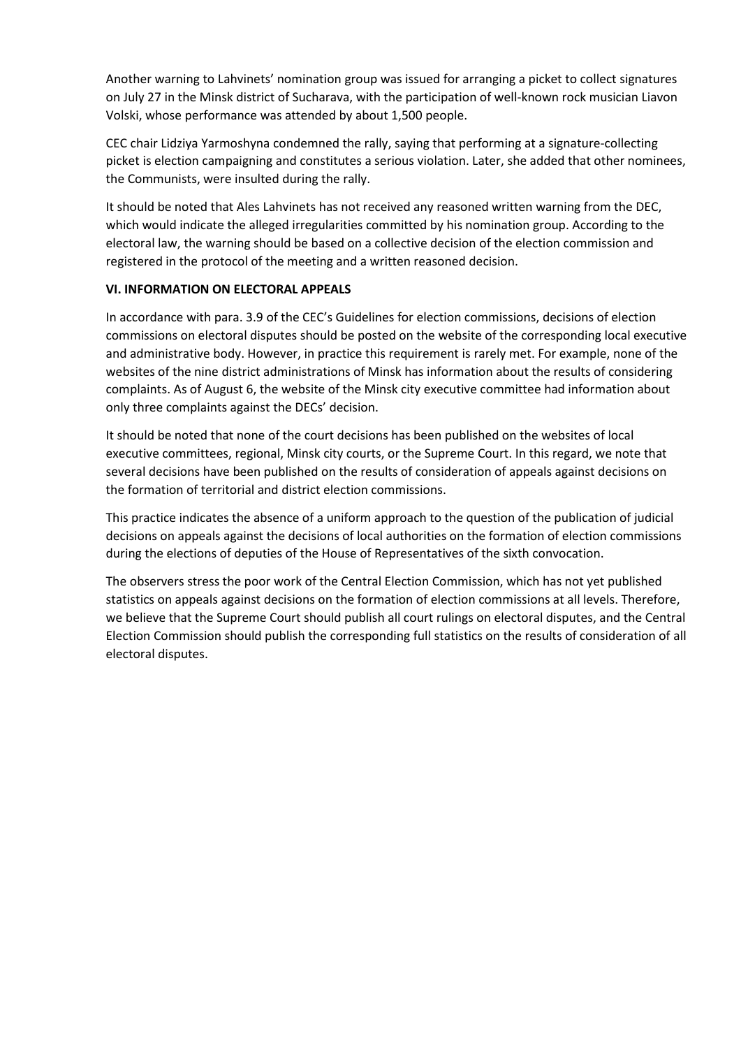Another warning to Lahvinets' nomination group was issued for arranging a picket to collect signatures on July 27 in the Minsk district of Sucharava, with the participation of well-known rock musician Liavon Volski, whose performance was attended by about 1,500 people.

CEC chair Lidziya Yarmoshyna condemned the rally, saying that performing at a signature-collecting picket is election campaigning and constitutes a serious violation. Later, she added that other nominees, the Communists, were insulted during the rally.

It should be noted that Ales Lahvinets has not received any reasoned written warning from the DEC, which would indicate the alleged irregularities committed by his nomination group. According to the electoral law, the warning should be based on a collective decision of the election commission and registered in the protocol of the meeting and a written reasoned decision.

## VI. INFORMATION ON ELECTORAL APPEALS

In accordance with para. 3.9 of the CEC's Guidelines for election commissions, decisions of election commissions on electoral disputes should be posted on the website of the corresponding local executive and administrative body. However, in practice this requirement is rarely met. For example, none of the websites of the nine district administrations of Minsk has information about the results of considering complaints. As of August 6, the website of the Minsk city executive committee had information about only three complaints against the DECs' decision.

It should be noted that none of the court decisions has been published on the websites of local executive committees, regional, Minsk city courts, or the Supreme Court. In this regard, we note that several decisions have been published on the results of consideration of appeals against decisions on the formation of territorial and district election commissions.

This practice indicates the absence of a uniform approach to the question of the publication of judicial decisions on appeals against the decisions of local authorities on the formation of election commissions during the elections of deputies of the House of Representatives of the sixth convocation.

The observers stress the poor work of the Central Election Commission, which has not yet published statistics on appeals against decisions on the formation of election commissions at all levels. Therefore, we believe that the Supreme Court should publish all court rulings on electoral disputes, and the Central Election Commission should publish the corresponding full statistics on the results of consideration of all electoral disputes.